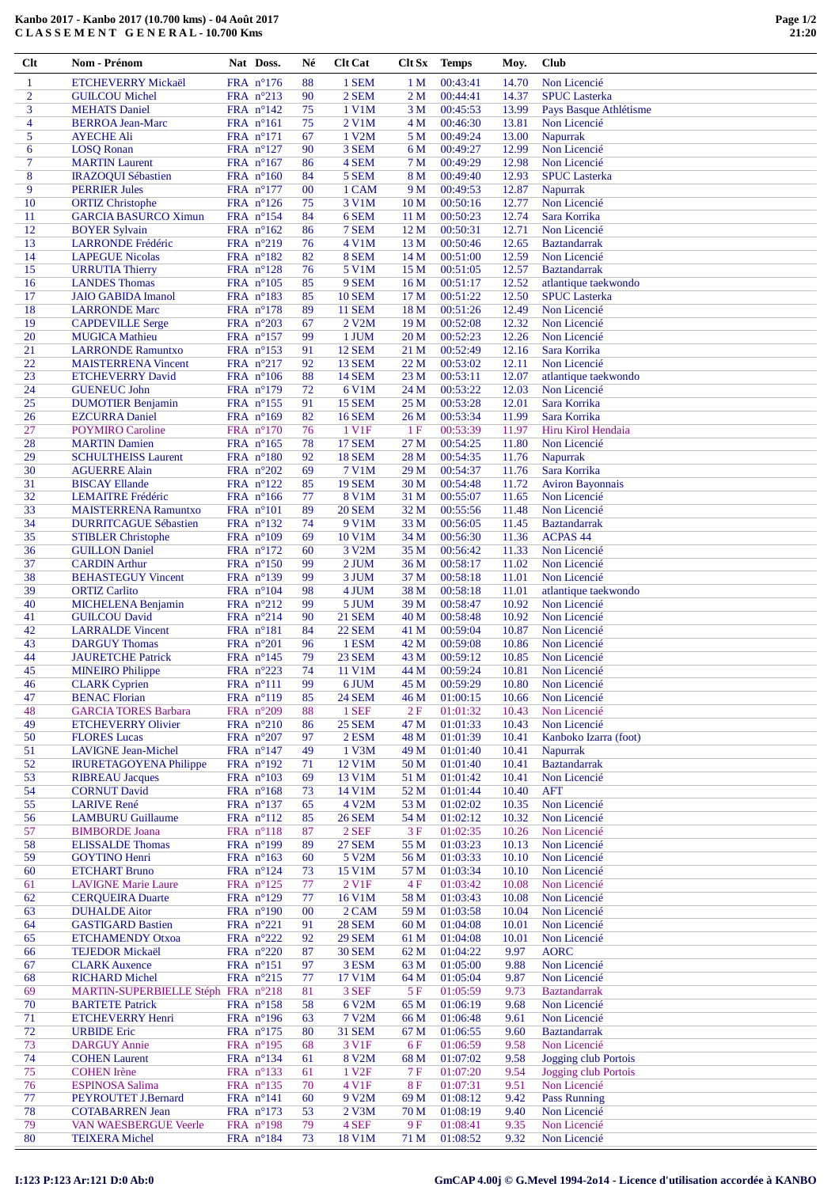# Kanbo 2017 - Kanbo 2017 (10.700 kms) - 04 Août 2017
## CLASSEMENT GENERAL - 10.700 Kms

| Clt | Nom - Prénom | Nat | Doss. | Né | Clt Cat | Clt Sx | Temps | Moy. | Club |
|---|---|---|---|---|---|---|---|---|---|
| 1 | ETCHEVERRY Mickaël | FRA | n°176 | 88 | 1 SEM | 1 M | 00:43:41 | 14.70 | Non Licencié |
| 2 | GUILCOU Michel | FRA | n°213 | 90 | 2 SEM | 2 M | 00:44:41 | 14.37 | SPUC Lasterka |
| 3 | MEHATS Daniel | FRA | n°142 | 75 | 1 V1M | 3 M | 00:45:53 | 13.99 | Pays Basque Athlétisme |
| 4 | BERROA Jean-Marc | FRA | n°161 | 75 | 2 V1M | 4 M | 00:46:30 | 13.81 | Non Licencié |
| 5 | AYECHE Ali | FRA | n°171 | 67 | 1 V2M | 5 M | 00:49:24 | 13.00 | Napurrak |
| 6 | LOSQ Ronan | FRA | n°127 | 90 | 3 SEM | 6 M | 00:49:27 | 12.99 | Non Licencié |
| 7 | MARTIN Laurent | FRA | n°167 | 86 | 4 SEM | 7 M | 00:49:29 | 12.98 | Non Licencié |
| 8 | IRAZOQUI Sébastien | FRA | n°160 | 84 | 5 SEM | 8 M | 00:49:40 | 12.93 | SPUC Lasterka |
| 9 | PERRIER Jules | FRA | n°177 | 00 | 1 CAM | 9 M | 00:49:53 | 12.87 | Napurrak |
| 10 | ORTIZ Christophe | FRA | n°126 | 75 | 3 V1M | 10 M | 00:50:16 | 12.77 | Non Licencié |
| 11 | GARCIA BASURCO Ximun | FRA | n°154 | 84 | 6 SEM | 11 M | 00:50:23 | 12.74 | Sara Korrika |
| 12 | BOYER Sylvain | FRA | n°162 | 86 | 7 SEM | 12 M | 00:50:31 | 12.71 | Non Licencié |
| 13 | LARRONDE Frédéric | FRA | n°219 | 76 | 4 V1M | 13 M | 00:50:46 | 12.65 | Baztandarrak |
| 14 | LAPEGUE Nicolas | FRA | n°182 | 82 | 8 SEM | 14 M | 00:51:00 | 12.59 | Non Licencié |
| 15 | URRUTIA Thierry | FRA | n°128 | 76 | 5 V1M | 15 M | 00:51:05 | 12.57 | Baztandarrak |
| 16 | LANDES Thomas | FRA | n°105 | 85 | 9 SEM | 16 M | 00:51:17 | 12.52 | atlantique taekwondo |
| 17 | JAIO GABIDA Imanol | FRA | n°183 | 85 | 10 SEM | 17 M | 00:51:22 | 12.50 | SPUC Lasterka |
| 18 | LARRONDE Marc | FRA | n°178 | 89 | 11 SEM | 18 M | 00:51:26 | 12.49 | Non Licencié |
| 19 | CAPDEVILLE Serge | FRA | n°203 | 67 | 2 V2M | 19 M | 00:52:08 | 12.32 | Non Licencié |
| 20 | MUGICA Mathieu | FRA | n°157 | 99 | 1 JUM | 20 M | 00:52:23 | 12.26 | Non Licencié |
| 21 | LARRONDE Ramuntxo | FRA | n°153 | 91 | 12 SEM | 21 M | 00:52:49 | 12.16 | Sara Korrika |
| 22 | MAISTERRENA Vincent | FRA | n°217 | 92 | 13 SEM | 22 M | 00:53:02 | 12.11 | Non Licencié |
| 23 | ETCHEVERRY David | FRA | n°106 | 88 | 14 SEM | 23 M | 00:53:11 | 12.07 | atlantique taekwondo |
| 24 | GUENEUC John | FRA | n°179 | 72 | 6 V1M | 24 M | 00:53:22 | 12.03 | Non Licencié |
| 25 | DUMOTIER Benjamin | FRA | n°155 | 91 | 15 SEM | 25 M | 00:53:28 | 12.01 | Sara Korrika |
| 26 | EZCURRA Daniel | FRA | n°169 | 82 | 16 SEM | 26 M | 00:53:34 | 11.99 | Sara Korrika |
| 27 | POYMIRO Caroline | FRA | n°170 | 76 | 1 V1F | 1 F | 00:53:39 | 11.97 | Hiru Kirol Hendaia |
| 28 | MARTIN Damien | FRA | n°165 | 78 | 17 SEM | 27 M | 00:54:25 | 11.80 | Non Licencié |
| 29 | SCHULTHEISS Laurent | FRA | n°180 | 92 | 18 SEM | 28 M | 00:54:35 | 11.76 | Napurrak |
| 30 | AGUERRE Alain | FRA | n°202 | 69 | 7 V1M | 29 M | 00:54:37 | 11.76 | Sara Korrika |
| 31 | BISCAY Ellande | FRA | n°122 | 85 | 19 SEM | 30 M | 00:54:48 | 11.72 | Aviron Bayonnais |
| 32 | LEMAITRE Frédéric | FRA | n°166 | 77 | 8 V1M | 31 M | 00:55:07 | 11.65 | Non Licencié |
| 33 | MAISTERRENA Ramuntxo | FRA | n°101 | 89 | 20 SEM | 32 M | 00:55:56 | 11.48 | Non Licencié |
| 34 | DURRITCAGUE Sébastien | FRA | n°132 | 74 | 9 V1M | 33 M | 00:56:05 | 11.45 | Baztandarrak |
| 35 | STIBLER Christophe | FRA | n°109 | 69 | 10 V1M | 34 M | 00:56:30 | 11.36 | ACPAS 44 |
| 36 | GUILLON Daniel | FRA | n°172 | 60 | 3 V2M | 35 M | 00:56:42 | 11.33 | Non Licencié |
| 37 | CARDIN Arthur | FRA | n°150 | 99 | 2 JUM | 36 M | 00:58:17 | 11.02 | Non Licencié |
| 38 | BEHASTEGUY Vincent | FRA | n°139 | 99 | 3 JUM | 37 M | 00:58:18 | 11.01 | Non Licencié |
| 39 | ORTIZ Carlito | FRA | n°104 | 98 | 4 JUM | 38 M | 00:58:18 | 11.01 | atlantique taekwondo |
| 40 | MICHELENA Benjamin | FRA | n°212 | 99 | 5 JUM | 39 M | 00:58:47 | 10.92 | Non Licencié |
| 41 | GUILCOU David | FRA | n°214 | 90 | 21 SEM | 40 M | 00:58:48 | 10.92 | Non Licencié |
| 42 | LARRALDE Vincent | FRA | n°181 | 84 | 22 SEM | 41 M | 00:59:04 | 10.87 | Non Licencié |
| 43 | DARGUY Thomas | FRA | n°201 | 96 | 1 ESM | 42 M | 00:59:08 | 10.86 | Non Licencié |
| 44 | JAURETCHE Patrick | FRA | n°145 | 79 | 23 SEM | 43 M | 00:59:12 | 10.85 | Non Licencié |
| 45 | MINEIRO Philippe | FRA | n°223 | 74 | 11 V1M | 44 M | 00:59:24 | 10.81 | Non Licencié |
| 46 | CLARK Cyprien | FRA | n°111 | 99 | 6 JUM | 45 M | 00:59:29 | 10.80 | Non Licencié |
| 47 | BENAC Florian | FRA | n°119 | 85 | 24 SEM | 46 M | 01:00:15 | 10.66 | Non Licencié |
| 48 | GARCIA TORES Barbara | FRA | n°209 | 88 | 1 SEF | 2 F | 01:01:32 | 10.43 | Non Licencié |
| 49 | ETCHEVERRY Olivier | FRA | n°210 | 86 | 25 SEM | 47 M | 01:01:33 | 10.43 | Non Licencié |
| 50 | FORES Lucas | FRA | n°207 | 97 | 2 ESM | 48 M | 01:01:39 | 10.41 | Kanboko Izarra (foot) |
| 51 | LAVIGNE Jean-Michel | FRA | n°147 | 49 | 1 V3M | 49 M | 01:01:40 | 10.41 | Napurrak |
| 52 | IRURETAGOYENA Philippe | FRA | n°192 | 71 | 12 V1M | 50 M | 01:01:40 | 10.41 | Baztandarrak |
| 53 | RIBREAU Jacques | FRA | n°103 | 69 | 13 V1M | 51 M | 01:01:42 | 10.41 | Non Licencié |
| 54 | CORNUT David | FRA | n°168 | 73 | 14 V1M | 52 M | 01:01:44 | 10.40 | AFT |
| 55 | LARIVE René | FRA | n°137 | 65 | 4 V2M | 53 M | 01:02:02 | 10.35 | Non Licencié |
| 56 | LAMBURU Guillaume | FRA | n°112 | 85 | 26 SEM | 54 M | 01:02:12 | 10.32 | Non Licencié |
| 57 | BIMBORDE Joana | FRA | n°118 | 87 | 2 SEF | 3 F | 01:02:35 | 10.26 | Non Licencié |
| 58 | ELISSALDE Thomas | FRA | n°199 | 89 | 27 SEM | 55 M | 01:03:23 | 10.13 | Non Licencié |
| 59 | GOYTINO Henri | FRA | n°163 | 60 | 5 V2M | 56 M | 01:03:33 | 10.10 | Non Licencié |
| 60 | ETCHART Bruno | FRA | n°124 | 73 | 15 V1M | 57 M | 01:03:34 | 10.10 | Non Licencié |
| 61 | LAVIGNE Marie Laure | FRA | n°125 | 77 | 2 V1F | 4 F | 01:03:42 | 10.08 | Non Licencié |
| 62 | CERQUEIRA Duarte | FRA | n°129 | 77 | 16 V1M | 58 M | 01:03:43 | 10.08 | Non Licencié |
| 63 | DUHALDE Aitor | FRA | n°190 | 00 | 2 CAM | 59 M | 01:03:58 | 10.04 | Non Licencié |
| 64 | GASTIGARD Bastien | FRA | n°221 | 91 | 28 SEM | 60 M | 01:04:08 | 10.01 | Non Licencié |
| 65 | ETCHAMENDY Otxoa | FRA | n°222 | 92 | 29 SEM | 61 M | 01:04:08 | 10.01 | Non Licencié |
| 66 | TEJEDOR Mickaël | FRA | n°220 | 87 | 30 SEM | 62 M | 01:04:22 | 9.97 | AORC |
| 67 | CLARK Auxence | FRA | n°151 | 97 | 3 ESM | 63 M | 01:05:00 | 9.88 | Non Licencié |
| 68 | RICHARD Michel | FRA | n°215 | 77 | 17 V1M | 64 M | 01:05:04 | 9.87 | Non Licencié |
| 69 | MARTIN-SUPERBIELLE Stéph | FRA | n°218 | 81 | 3 SEF | 5 F | 01:05:59 | 9.73 | Baztandarrak |
| 70 | BARTETE Patrick | FRA | n°158 | 58 | 6 V2M | 65 M | 01:06:19 | 9.68 | Non Licencié |
| 71 | ETCHEVERRY Henri | FRA | n°196 | 63 | 7 V2M | 66 M | 01:06:48 | 9.61 | Non Licencié |
| 72 | URBIDE Eric | FRA | n°175 | 80 | 31 SEM | 67 M | 01:06:55 | 9.60 | Baztandarrak |
| 73 | DARGUY Annie | FRA | n°195 | 68 | 3 V1F | 6 F | 01:06:59 | 9.58 | Non Licencié |
| 74 | COHEN Laurent | FRA | n°134 | 61 | 8 V2M | 68 M | 01:07:02 | 9.58 | Jogging club Portois |
| 75 | COHEN Irène | FRA | n°133 | 61 | 1 V2F | 7 F | 01:07:20 | 9.54 | Jogging club Portois |
| 76 | ESPINOSA Salima | FRA | n°135 | 70 | 4 V1F | 8 F | 01:07:31 | 9.51 | Non Licencié |
| 77 | PEYROUTET J.Bernard | FRA | n°141 | 60 | 9 V2M | 69 M | 01:08:12 | 9.42 | Pass Running |
| 78 | COTABARREN Jean | FRA | n°173 | 53 | 2 V3M | 70 M | 01:08:19 | 9.40 | Non Licencié |
| 79 | VAN WAESBERGUE Veerle | FRA | n°198 | 79 | 4 SEF | 9 F | 01:08:41 | 9.35 | Non Licencié |
| 80 | TEIXERA Michel | FRA | n°184 | 73 | 18 V1M | 71 M | 01:08:52 | 9.32 | Non Licencié |

I:123 P:123 Ar:121 D:0 Ab:0

GmCAP 4.00j © G.Mevel 1994-2014 - Licence d'utilisation accordée à KANBO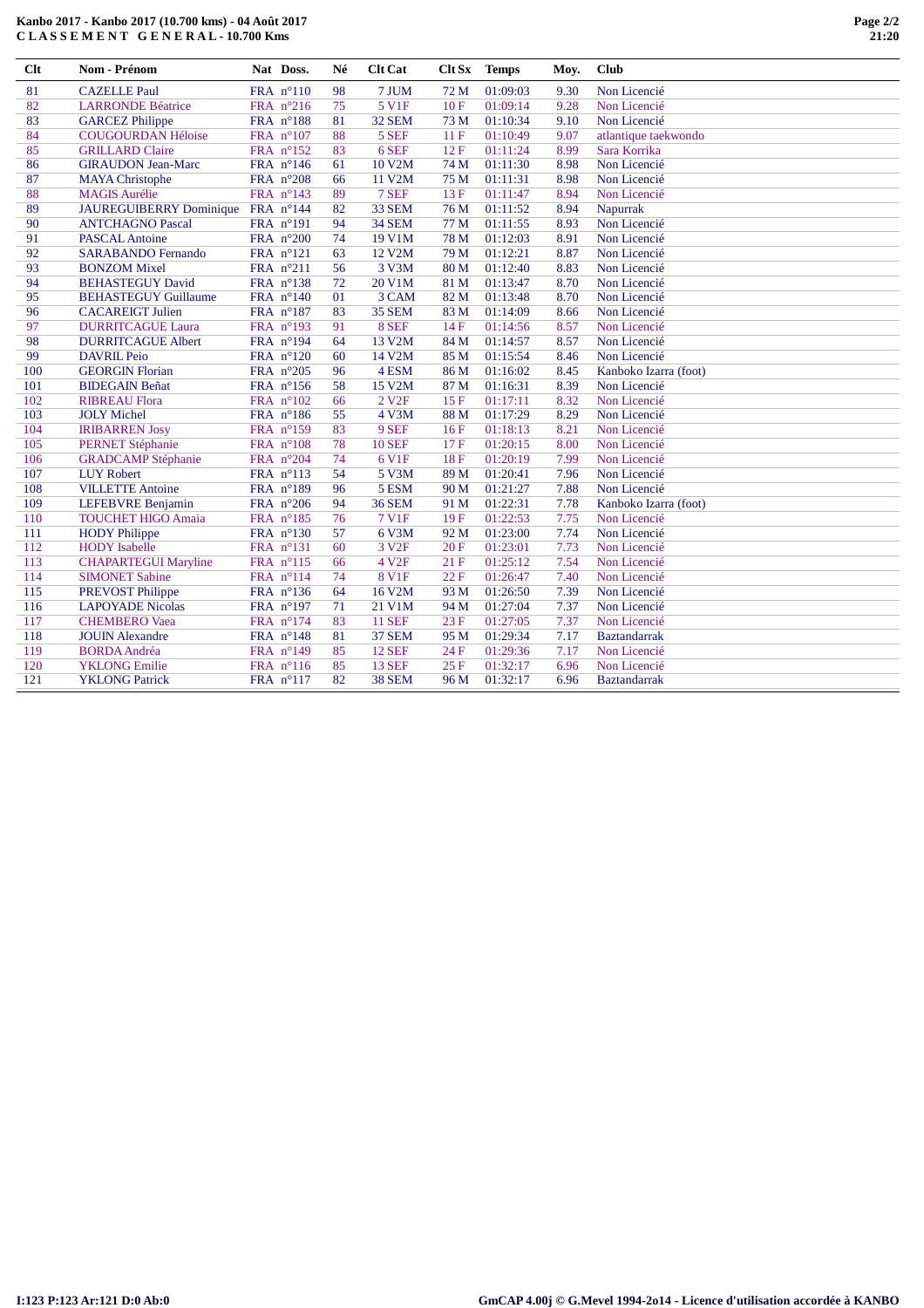**Kanbo 2017 - Kanbo 2017 (10.700 kms) - 04 Août 2017**
**C L A S S E M E N T  G E N E R A L - 10.700 Kms**

| Clt | Nom - Prénom | Nat | Doss. | Né | Clt Cat | Clt Sx | Temps | Moy. | Club |
|---|---|---|---|---|---|---|---|---|---|
| 81 | CAZELLE Paul | FRA | n°110 | 98 | 7 JUM | 72 M | 01:09:03 | 9.30 | Non Licencié |
| 82 | LARRONDE Béatrice | FRA | n°216 | 75 | 5 V1F | 10 F | 01:09:14 | 9.28 | Non Licencié |
| 83 | GARCEZ Philippe | FRA | n°188 | 81 | 32 SEM | 73 M | 01:10:34 | 9.10 | Non Licencié |
| 84 | COUGOURDAN Héloise | FRA | n°107 | 88 | 5 SEF | 11 F | 01:10:49 | 9.07 | atlantique taekwondo |
| 85 | GRILLARD Claire | FRA | n°152 | 83 | 6 SEF | 12 F | 01:11:24 | 8.99 | Sara Korrika |
| 86 | GIRAUDON Jean-Marc | FRA | n°146 | 61 | 10 V2M | 74 M | 01:11:30 | 8.98 | Non Licencié |
| 87 | MAYA Christophe | FRA | n°208 | 66 | 11 V2M | 75 M | 01:11:31 | 8.98 | Non Licencié |
| 88 | MAGIS Aurélie | FRA | n°143 | 89 | 7 SEF | 13 F | 01:11:47 | 8.94 | Non Licencié |
| 89 | JAUREGUIBERRY Dominique | FRA | n°144 | 82 | 33 SEM | 76 M | 01:11:52 | 8.94 | Napurrak |
| 90 | ANTCHAGNO Pascal | FRA | n°191 | 94 | 34 SEM | 77 M | 01:11:55 | 8.93 | Non Licencié |
| 91 | PASCAL Antoine | FRA | n°200 | 74 | 19 V1M | 78 M | 01:12:03 | 8.91 | Non Licencié |
| 92 | SARABANDO Fernando | FRA | n°121 | 63 | 12 V2M | 79 M | 01:12:21 | 8.87 | Non Licencié |
| 93 | BONZOM Mixel | FRA | n°211 | 56 | 3 V3M | 80 M | 01:12:40 | 8.83 | Non Licencié |
| 94 | BEHASTEGUY David | FRA | n°138 | 72 | 20 V1M | 81 M | 01:13:47 | 8.70 | Non Licencié |
| 95 | BEHASTEGUY Guillaume | FRA | n°140 | 01 | 3 CAM | 82 M | 01:13:48 | 8.70 | Non Licencié |
| 96 | CACAREIGT Julien | FRA | n°187 | 83 | 35 SEM | 83 M | 01:14:09 | 8.66 | Non Licencié |
| 97 | DURRITCAGUE Laura | FRA | n°193 | 91 | 8 SEF | 14 F | 01:14:56 | 8.57 | Non Licencié |
| 98 | DURRITCAGUE Albert | FRA | n°194 | 64 | 13 V2M | 84 M | 01:14:57 | 8.57 | Non Licencié |
| 99 | DAVRIL Peio | FRA | n°120 | 60 | 14 V2M | 85 M | 01:15:54 | 8.46 | Non Licencié |
| 100 | GEORGIN Florian | FRA | n°205 | 96 | 4 ESM | 86 M | 01:16:02 | 8.45 | Kanboko Izarra (foot) |
| 101 | BIDEGAIN Beñat | FRA | n°156 | 58 | 15 V2M | 87 M | 01:16:31 | 8.39 | Non Licencié |
| 102 | RIBREAU Flora | FRA | n°102 | 66 | 2 V2F | 15 F | 01:17:11 | 8.32 | Non Licencié |
| 103 | JOLY Michel | FRA | n°186 | 55 | 4 V3M | 88 M | 01:17:29 | 8.29 | Non Licencié |
| 104 | IRIBARREN Josy | FRA | n°159 | 83 | 9 SEF | 16 F | 01:18:13 | 8.21 | Non Licencié |
| 105 | PERNET Stéphanie | FRA | n°108 | 78 | 10 SEF | 17 F | 01:20:15 | 8.00 | Non Licencié |
| 106 | GRADCAMP Stéphanie | FRA | n°204 | 74 | 6 V1F | 18 F | 01:20:19 | 7.99 | Non Licencié |
| 107 | LUY Robert | FRA | n°113 | 54 | 5 V3M | 89 M | 01:20:41 | 7.96 | Non Licencié |
| 108 | VILLETTE Antoine | FRA | n°189 | 96 | 5 ESM | 90 M | 01:21:27 | 7.88 | Non Licencié |
| 109 | LEFEBVRE Benjamin | FRA | n°206 | 94 | 36 SEM | 91 M | 01:22:31 | 7.78 | Kanboko Izarra (foot) |
| 110 | TOUCHET HIGO Amaia | FRA | n°185 | 76 | 7 V1F | 19 F | 01:22:53 | 7.75 | Non Licencié |
| 111 | HODY Philippe | FRA | n°130 | 57 | 6 V3M | 92 M | 01:23:00 | 7.74 | Non Licencié |
| 112 | HODY Isabelle | FRA | n°131 | 60 | 3 V2F | 20 F | 01:23:01 | 7.73 | Non Licencié |
| 113 | CHAPARTEGUI Maryline | FRA | n°115 | 66 | 4 V2F | 21 F | 01:25:12 | 7.54 | Non Licencié |
| 114 | SIMONET Sabine | FRA | n°114 | 74 | 8 V1F | 22 F | 01:26:47 | 7.40 | Non Licencié |
| 115 | PREVOST Philippe | FRA | n°136 | 64 | 16 V2M | 93 M | 01:26:50 | 7.39 | Non Licencié |
| 116 | LAPOYADE Nicolas | FRA | n°197 | 71 | 21 V1M | 94 M | 01:27:04 | 7.37 | Non Licencié |
| 117 | CHEMBERO Vaea | FRA | n°174 | 83 | 11 SEF | 23 F | 01:27:05 | 7.37 | Non Licencié |
| 118 | JOUIN Alexandre | FRA | n°148 | 81 | 37 SEM | 95 M | 01:29:34 | 7.17 | Baztandarrak |
| 119 | BORDA Andréa | FRA | n°149 | 85 | 12 SEF | 24 F | 01:29:36 | 7.17 | Non Licencié |
| 120 | YKLONG Emilie | FRA | n°116 | 85 | 13 SEF | 25 F | 01:32:17 | 6.96 | Non Licencié |
| 121 | YKLONG Patrick | FRA | n°117 | 82 | 38 SEM | 96 M | 01:32:17 | 6.96 | Baztandarrak |

I:123 P:123 Ar:121 D:0 Ab:0

GmCAP 4.00j © G.Mevel 1994-2014 - Licence d'utilisation accordée à KANBO